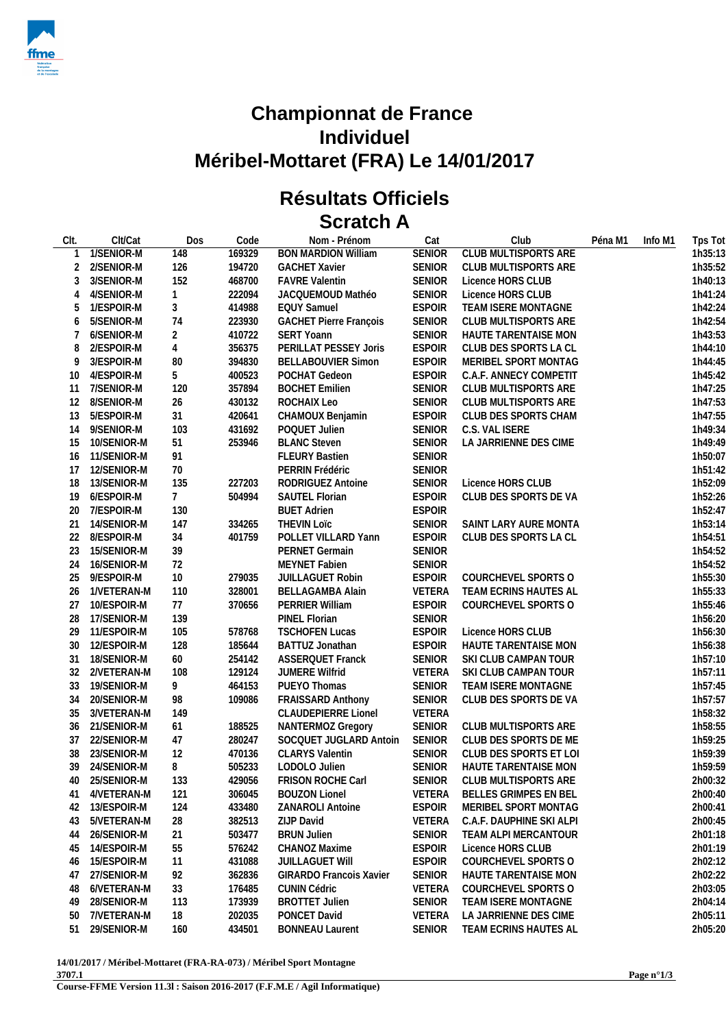# Championnat de France
# Individuel
# Méribel-Mottaret (FRA) Le 14/01/2017

## Résultats Officiels
## Scratch A

| Clt. | Clt/Cat | Dos | Code | Nom - Prénom | Cat | Club | Péna M1 | Info M1 | Tps Tot |
|---|---|---|---|---|---|---|---|---|---|
| 1 | 1/SENIOR-M | 148 | 169329 | BON MARDION William | SENIOR | CLUB MULTISPORTS ARE | | | 1h35:13 |
| 2 | 2/SENIOR-M | 126 | 194720 | GACHET Xavier | SENIOR | CLUB MULTISPORTS ARE | | | 1h35:52 |
| 3 | 3/SENIOR-M | 152 | 468700 | FAVRE Valentin | SENIOR | Licence HORS CLUB | | | 1h40:13 |
| 4 | 4/SENIOR-M | 1 | 222094 | JACQUEMOUD Mathéo | SENIOR | Licence HORS CLUB | | | 1h41:24 |
| 5 | 1/ESPOIR-M | 3 | 414988 | EQUY Samuel | ESPOIR | TEAM ISERE MONTAGNE | | | 1h42:24 |
| 6 | 5/SENIOR-M | 74 | 223930 | GACHET Pierre François | SENIOR | CLUB MULTISPORTS ARE | | | 1h42:54 |
| 7 | 6/SENIOR-M | 2 | 410722 | SERT Yoann | SENIOR | HAUTE TARENTAISE MON | | | 1h43:53 |
| 8 | 2/ESPOIR-M | 4 | 356375 | PERILLAT PESSEY Joris | ESPOIR | CLUB DES SPORTS LA CL | | | 1h44:10 |
| 9 | 3/ESPOIR-M | 80 | 394830 | BELLABOUVIER Simon | ESPOIR | MERIBEL SPORT MONTAG | | | 1h44:45 |
| 10 | 4/ESPOIR-M | 5 | 400523 | POCHAT Gedeon | ESPOIR | C.A.F. ANNECY COMPETIT | | | 1h45:42 |
| 11 | 7/SENIOR-M | 120 | 357894 | BOCHET Emilien | SENIOR | CLUB MULTISPORTS ARE | | | 1h47:25 |
| 12 | 8/SENIOR-M | 26 | 430132 | ROCHAIX Leo | SENIOR | CLUB MULTISPORTS ARE | | | 1h47:53 |
| 13 | 5/ESPOIR-M | 31 | 420641 | CHAMOUX Benjamin | ESPOIR | CLUB DES SPORTS CHAM | | | 1h47:55 |
| 14 | 9/SENIOR-M | 103 | 431692 | POQUET Julien | SENIOR | C.S. VAL ISERE | | | 1h49:34 |
| 15 | 10/SENIOR-M | 51 | 253946 | BLANC Steven | SENIOR | LA JARRIENNE DES CIME | | | 1h49:49 |
| 16 | 11/SENIOR-M | 91 | | FLEURY Bastien | SENIOR | | | | 1h50:07 |
| 17 | 12/SENIOR-M | 70 | | PERRIN Frédéric | SENIOR | | | | 1h51:42 |
| 18 | 13/SENIOR-M | 135 | 227203 | RODRIGUEZ Antoine | SENIOR | Licence HORS CLUB | | | 1h52:09 |
| 19 | 6/ESPOIR-M | 7 | 504994 | SAUTEL Florian | ESPOIR | CLUB DES SPORTS DE VA | | | 1h52:26 |
| 20 | 7/ESPOIR-M | 130 | | BUET Adrien | ESPOIR | | | | 1h52:47 |
| 21 | 14/SENIOR-M | 147 | 334265 | THEVIN Loïc | SENIOR | SAINT LARY AURE MONTA | | | 1h53:14 |
| 22 | 8/ESPOIR-M | 34 | 401759 | POLLET VILLARD Yann | ESPOIR | CLUB DES SPORTS LA CL | | | 1h54:51 |
| 23 | 15/SENIOR-M | 39 | | PERNET Germain | SENIOR | | | | 1h54:52 |
| 24 | 16/SENIOR-M | 72 | | MEYNET Fabien | SENIOR | | | | 1h54:52 |
| 25 | 9/ESPOIR-M | 10 | 279035 | JUILLAGUET Robin | ESPOIR | COURCHEVEL SPORTS O | | | 1h55:30 |
| 26 | 1/VETERAN-M | 110 | 328001 | BELLAGAMBA Alain | VETERA | TEAM ECRINS HAUTES AL | | | 1h55:33 |
| 27 | 10/ESPOIR-M | 77 | 370656 | PERRIER William | ESPOIR | COURCHEVEL SPORTS O | | | 1h55:46 |
| 28 | 17/SENIOR-M | 139 | | PINEL Florian | SENIOR | | | | 1h56:20 |
| 29 | 11/ESPOIR-M | 105 | 578768 | TSCHOFEN Lucas | ESPOIR | Licence HORS CLUB | | | 1h56:30 |
| 30 | 12/ESPOIR-M | 128 | 185644 | BATTUZ Jonathan | ESPOIR | HAUTE TARENTAISE MON | | | 1h56:38 |
| 31 | 18/SENIOR-M | 60 | 254142 | ASSERQUET Franck | SENIOR | SKI CLUB CAMPAN TOUR | | | 1h57:10 |
| 32 | 2/VETERAN-M | 108 | 129124 | JUMERE Wilfrid | VETERA | SKI CLUB CAMPAN TOUR | | | 1h57:11 |
| 33 | 19/SENIOR-M | 9 | 464153 | PUEYO Thomas | SENIOR | TEAM ISERE MONTAGNE | | | 1h57:45 |
| 34 | 20/SENIOR-M | 98 | 109086 | FRAISSARD Anthony | SENIOR | CLUB DES SPORTS DE VA | | | 1h57:57 |
| 35 | 3/VETERAN-M | 149 | | CLAUDEPIERRE Lionel | VETERA | | | | 1h58:32 |
| 36 | 21/SENIOR-M | 61 | 188525 | NANTERMOZ Gregory | SENIOR | CLUB MULTISPORTS ARE | | | 1h58:55 |
| 37 | 22/SENIOR-M | 47 | 280247 | SOCQUET JUGLARD Antoin | SENIOR | CLUB DES SPORTS DE ME | | | 1h59:25 |
| 38 | 23/SENIOR-M | 12 | 470136 | CLARYS Valentin | SENIOR | CLUB DES SPORTS ET LOI | | | 1h59:39 |
| 39 | 24/SENIOR-M | 8 | 505233 | LODOLO Julien | SENIOR | HAUTE TARENTAISE MON | | | 1h59:59 |
| 40 | 25/SENIOR-M | 133 | 429056 | FRISON ROCHE Carl | SENIOR | CLUB MULTISPORTS ARE | | | 2h00:32 |
| 41 | 4/VETERAN-M | 121 | 306045 | BOUZON Lionel | VETERA | BELLES GRIMPES EN BEL | | | 2h00:40 |
| 42 | 13/ESPOIR-M | 124 | 433480 | ZANAROLI Antoine | ESPOIR | MERIBEL SPORT MONTAG | | | 2h00:41 |
| 43 | 5/VETERAN-M | 28 | 382513 | ZIJP David | VETERA | C.A.F. DAUPHINE SKI ALPI | | | 2h00:45 |
| 44 | 26/SENIOR-M | 21 | 503477 | BRUN Julien | SENIOR | TEAM ALPI MERCANTOUR | | | 2h01:18 |
| 45 | 14/ESPOIR-M | 55 | 576242 | CHANOZ Maxime | ESPOIR | Licence HORS CLUB | | | 2h01:19 |
| 46 | 15/ESPOIR-M | 11 | 431088 | JUILLAGUET Will | ESPOIR | COURCHEVEL SPORTS O | | | 2h02:12 |
| 47 | 27/SENIOR-M | 92 | 362836 | GIRARDO Francois Xavier | SENIOR | HAUTE TARENTAISE MON | | | 2h02:22 |
| 48 | 6/VETERAN-M | 33 | 176485 | CUNIN Cédric | VETERA | COURCHEVEL SPORTS O | | | 2h03:05 |
| 49 | 28/SENIOR-M | 113 | 173939 | BROTTET Julien | SENIOR | TEAM ISERE MONTAGNE | | | 2h04:14 |
| 50 | 7/VETERAN-M | 18 | 202035 | PONCET David | VETERA | LA JARRIENNE DES CIME | | | 2h05:11 |
| 51 | 29/SENIOR-M | 160 | 434501 | BONNEAU Laurent | SENIOR | TEAM ECRINS HAUTES AL | | | 2h05:20 |

**14/01/2017 / Méribel-Mottaret (FRA-RA-073) / Méribel Sport Montagne**

**3707.1**

**Course-FFME Version 11.3l : Saison 2016-2017 (F.F.M.E / Agil Informatique)**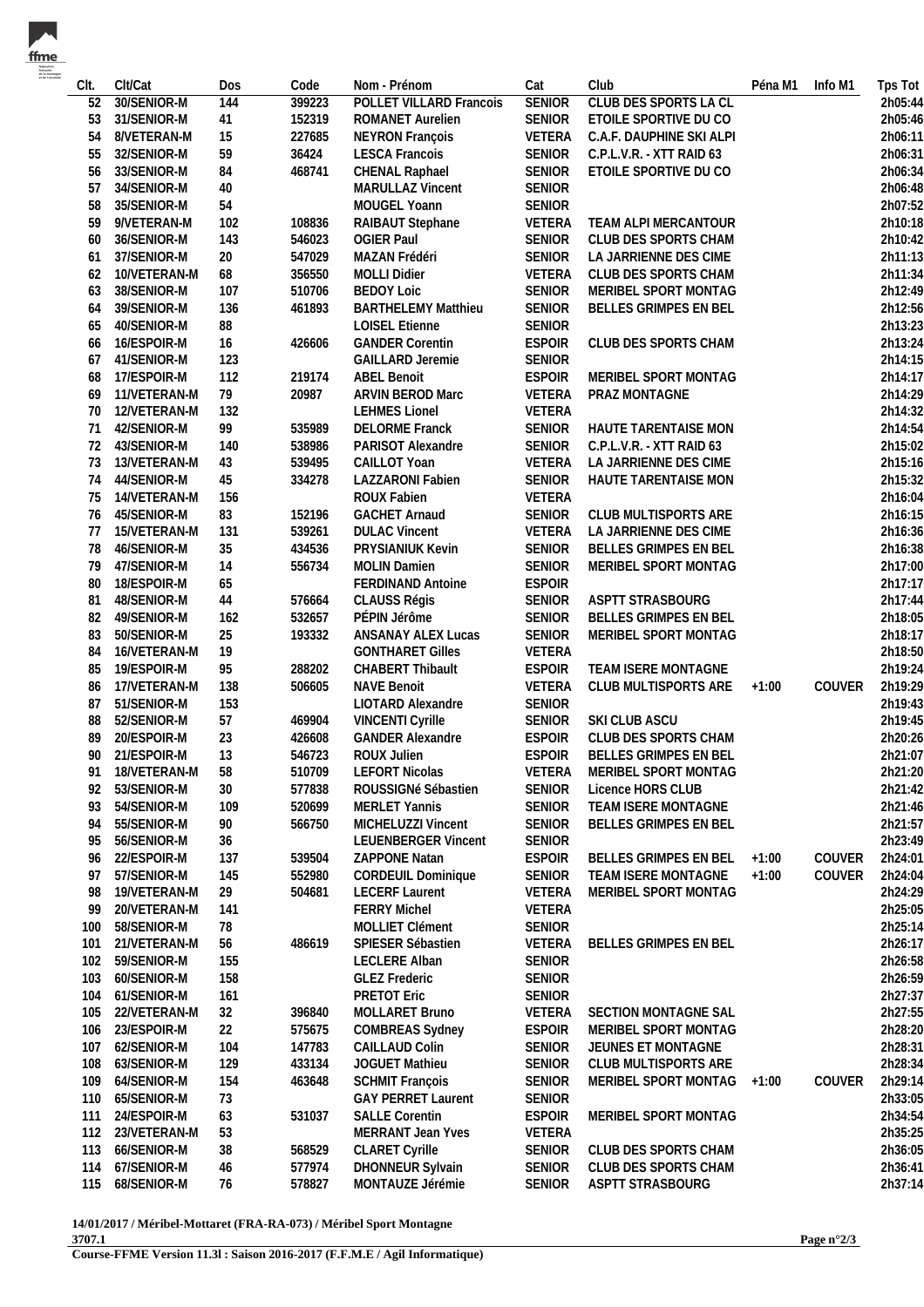| Clt. | Clt/Cat | Dos | Code | Nom - Prénom | Cat | Club | Péna M1 | Info M1 | Tps Tot |
|---|---|---|---|---|---|---|---|---|---|
| 52 | 30/SENIOR-M | 144 | 399223 | POLLET VILLARD Francois | SENIOR | CLUB DES SPORTS LA CL | | | 2h05:44 |
| 53 | 31/SENIOR-M | 41 | 152319 | ROMANET Aurelien | SENIOR | ETOILE SPORTIVE DU CO | | | 2h05:46 |
| 54 | 8/VETERAN-M | 15 | 227685 | NEYRON François | VETERA | C.A.F. DAUPHINE SKI ALPI | | | 2h06:11 |
| 55 | 32/SENIOR-M | 59 | 36424 | LESCA Francois | SENIOR | C.P.L.V.R. - XTT RAID 63 | | | 2h06:31 |
| 56 | 33/SENIOR-M | 84 | 468741 | CHENAL Raphael | SENIOR | ETOILE SPORTIVE DU CO | | | 2h06:34 |
| 57 | 34/SENIOR-M | 40 | | MARULLAZ Vincent | SENIOR | | | | 2h06:48 |
| 58 | 35/SENIOR-M | 54 | | MOUGEL Yoann | SENIOR | | | | 2h07:52 |
| 59 | 9/VETERAN-M | 102 | 108836 | RAIBAUT Stephane | VETERA | TEAM ALPI MERCANTOUR | | | 2h10:18 |
| 60 | 36/SENIOR-M | 143 | 546023 | OGIER Paul | SENIOR | CLUB DES SPORTS CHAM | | | 2h10:42 |
| 61 | 37/SENIOR-M | 20 | 547029 | MAZAN Frédéri | SENIOR | LA JARRIENNE DES CIME | | | 2h11:13 |
| 62 | 10/VETERAN-M | 68 | 356550 | MOLLI Didier | VETERA | CLUB DES SPORTS CHAM | | | 2h11:34 |
| 63 | 38/SENIOR-M | 107 | 510706 | BEDOY Loic | SENIOR | MERIBEL SPORT MONTAG | | | 2h12:49 |
| 64 | 39/SENIOR-M | 136 | 461893 | BARTHELEMY Matthieu | SENIOR | BELLES GRIMPES EN BEL | | | 2h12:56 |
| 65 | 40/SENIOR-M | 88 | | LOISEL Etienne | SENIOR | | | | 2h13:23 |
| 66 | 16/ESPOIR-M | 16 | 426606 | GANDER Corentin | ESPOIR | CLUB DES SPORTS CHAM | | | 2h13:24 |
| 67 | 41/SENIOR-M | 123 | | GAILLARD Jeremie | SENIOR | | | | 2h14:15 |
| 68 | 17/ESPOIR-M | 112 | 219174 | ABEL Benoit | ESPOIR | MERIBEL SPORT MONTAG | | | 2h14:17 |
| 69 | 11/VETERAN-M | 79 | 20987 | ARVIN BEROD Marc | VETERA | PRAZ MONTAGNE | | | 2h14:29 |
| 70 | 12/VETERAN-M | 132 | | LEHMES Lionel | VETERA | | | | 2h14:32 |
| 71 | 42/SENIOR-M | 99 | 535989 | DELORME Franck | SENIOR | HAUTE TARENTAISE MON | | | 2h14:54 |
| 72 | 43/SENIOR-M | 140 | 538986 | PARISOT Alexandre | SENIOR | C.P.L.V.R. - XTT RAID 63 | | | 2h15:02 |
| 73 | 13/VETERAN-M | 43 | 539495 | CAILLOT Yoan | VETERA | LA JARRIENNE DES CIME | | | 2h15:16 |
| 74 | 44/SENIOR-M | 45 | 334278 | LAZZARONI Fabien | SENIOR | HAUTE TARENTAISE MON | | | 2h15:32 |
| 75 | 14/VETERAN-M | 156 | | ROUX Fabien | VETERA | | | | 2h16:04 |
| 76 | 45/SENIOR-M | 83 | 152196 | GACHET Arnaud | SENIOR | CLUB MULTISPORTS ARE | | | 2h16:15 |
| 77 | 15/VETERAN-M | 131 | 539261 | DULAC Vincent | VETERA | LA JARRIENNE DES CIME | | | 2h16:36 |
| 78 | 46/SENIOR-M | 35 | 434536 | PRYSIANIUK Kevin | SENIOR | BELLES GRIMPES EN BEL | | | 2h16:38 |
| 79 | 47/SENIOR-M | 14 | 556734 | MOLIN Damien | SENIOR | MERIBEL SPORT MONTAG | | | 2h17:00 |
| 80 | 18/ESPOIR-M | 65 | | FERDINAND Antoine | ESPOIR | | | | 2h17:17 |
| 81 | 48/SENIOR-M | 44 | 576664 | CLAUSS Régis | SENIOR | ASPTT STRASBOURG | | | 2h17:44 |
| 82 | 49/SENIOR-M | 162 | 532657 | PÉPIN Jérôme | SENIOR | BELLES GRIMPES EN BEL | | | 2h18:05 |
| 83 | 50/SENIOR-M | 25 | 193332 | ANSANAY ALEX Lucas | SENIOR | MERIBEL SPORT MONTAG | | | 2h18:17 |
| 84 | 16/VETERAN-M | 19 | | GONTHARET Gilles | VETERA | | | | 2h18:50 |
| 85 | 19/ESPOIR-M | 95 | 288202 | CHABERT Thibault | ESPOIR | TEAM ISERE MONTAGNE | | | 2h19:24 |
| 86 | 17/VETERAN-M | 138 | 506605 | NAVE Benoit | VETERA | CLUB MULTISPORTS ARE | +1:00 | COUVER | 2h19:29 |
| 87 | 51/SENIOR-M | 153 | | LIOTARD Alexandre | SENIOR | | | | 2h19:43 |
| 88 | 52/SENIOR-M | 57 | 469904 | VINCENTI Cyrille | SENIOR | SKI CLUB ASCU | | | 2h19:45 |
| 89 | 20/ESPOIR-M | 23 | 426608 | GANDER Alexandre | ESPOIR | CLUB DES SPORTS CHAM | | | 2h20:26 |
| 90 | 21/ESPOIR-M | 13 | 546723 | ROUX Julien | ESPOIR | BELLES GRIMPES EN BEL | | | 2h21:07 |
| 91 | 18/VETERAN-M | 58 | 510709 | LEFORT Nicolas | VETERA | MERIBEL SPORT MONTAG | | | 2h21:20 |
| 92 | 53/SENIOR-M | 30 | 577838 | ROUSSIGNé Sébastien | SENIOR | Licence HORS CLUB | | | 2h21:42 |
| 93 | 54/SENIOR-M | 109 | 520699 | MERLET Yannis | SENIOR | TEAM ISERE MONTAGNE | | | 2h21:46 |
| 94 | 55/SENIOR-M | 90 | 566750 | MICHELUZZI Vincent | SENIOR | BELLES GRIMPES EN BEL | | | 2h21:57 |
| 95 | 56/SENIOR-M | 36 | | LEUENBERGER Vincent | SENIOR | | | | 2h23:49 |
| 96 | 22/ESPOIR-M | 137 | 539504 | ZAPPONE Natan | ESPOIR | BELLES GRIMPES EN BEL | +1:00 | COUVER | 2h24:01 |
| 97 | 57/SENIOR-M | 145 | 552980 | CORDEUIL Dominique | SENIOR | TEAM ISERE MONTAGNE | +1:00 | COUVER | 2h24:04 |
| 98 | 19/VETERAN-M | 29 | 504681 | LECERF Laurent | VETERA | MERIBEL SPORT MONTAG | | | 2h24:29 |
| 99 | 20/VETERAN-M | 141 | | FERRY Michel | VETERA | | | | 2h25:05 |
| 100 | 58/SENIOR-M | 78 | | MOLLIET Clément | SENIOR | | | | 2h25:14 |
| 101 | 21/VETERAN-M | 56 | 486619 | SPIESER Sébastien | VETERA | BELLES GRIMPES EN BEL | | | 2h26:17 |
| 102 | 59/SENIOR-M | 155 | | LECLERE Alban | SENIOR | | | | 2h26:58 |
| 103 | 60/SENIOR-M | 158 | | GLEZ Frederic | SENIOR | | | | 2h26:59 |
| 104 | 61/SENIOR-M | 161 | | PRETOT Eric | SENIOR | | | | 2h27:37 |
| 105 | 22/VETERAN-M | 32 | 396840 | MOLLARET Bruno | VETERA | SECTION MONTAGNE SAL | | | 2h27:55 |
| 106 | 23/ESPOIR-M | 22 | 575675 | COMBREAS Sydney | ESPOIR | MERIBEL SPORT MONTAG | | | 2h28:20 |
| 107 | 62/SENIOR-M | 104 | 147783 | CAILLAUD Colin | SENIOR | JEUNES ET MONTAGNE | | | 2h28:31 |
| 108 | 63/SENIOR-M | 129 | 433134 | JOGUET Mathieu | SENIOR | CLUB MULTISPORTS ARE | | | 2h28:34 |
| 109 | 64/SENIOR-M | 154 | 463648 | SCHMIT François | SENIOR | MERIBEL SPORT MONTAG | +1:00 | COUVER | 2h29:14 |
| 110 | 65/SENIOR-M | 73 | | GAY PERRET Laurent | SENIOR | | | | 2h33:05 |
| 111 | 24/ESPOIR-M | 63 | 531037 | SALLE Corentin | ESPOIR | MERIBEL SPORT MONTAG | | | 2h34:54 |
| 112 | 23/VETERAN-M | 53 | | MERRANT Jean Yves | VETERA | | | | 2h35:25 |
| 113 | 66/SENIOR-M | 38 | 568529 | CLARET Cyrille | SENIOR | CLUB DES SPORTS CHAM | | | 2h36:05 |
| 114 | 67/SENIOR-M | 46 | 577974 | DHONNEUR Sylvain | SENIOR | CLUB DES SPORTS CHAM | | | 2h36:41 |
| 115 | 68/SENIOR-M | 76 | 578827 | MONTAUZE Jérémie | SENIOR | ASPTT STRASBOURG | | | 2h37:14 |

**14/01/2017 / Méribel-Mottaret (FRA-RA-073) / Méribel Sport Montagne**
**3707.1**
**Course-FFME Version 11.3l : Saison 2016-2017 (F.F.M.E / Agil Informatique)**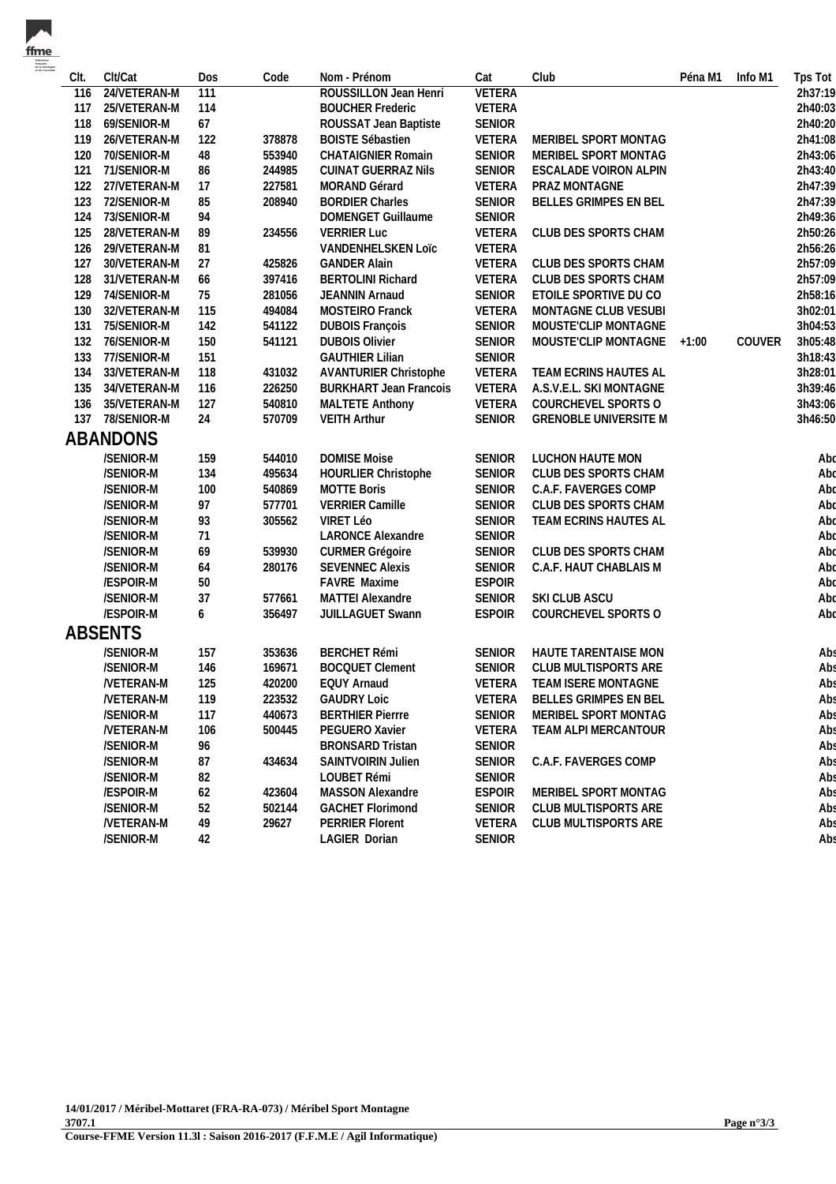| Clt. | Clt/Cat | Dos | Code | Nom - Prénom | Cat | Club | Péna M1 | Info M1 | Tps Tot |
|---|---|---|---|---|---|---|---|---|---|
| 116 | 24/VETERAN-M | 111 | | ROUSSILLON Jean Henri | VETERA | | | | 2h37:19 |
| 117 | 25/VETERAN-M | 114 | | BOUCHER Frederic | VETERA | | | | 2h40:03 |
| 118 | 69/SENIOR-M | 67 | | ROUSSAT Jean Baptiste | SENIOR | | | | 2h40:20 |
| 119 | 26/VETERAN-M | 122 | 378878 | BOISTE Sébastien | VETERA | MERIBEL SPORT MONTAG | | | 2h41:08 |
| 120 | 70/SENIOR-M | 48 | 553940 | CHATAIGNIER Romain | SENIOR | MERIBEL SPORT MONTAG | | | 2h43:06 |
| 121 | 71/SENIOR-M | 86 | 244985 | CUINAT GUERRAZ Nils | SENIOR | ESCALADE VOIRON ALPIN | | | 2h43:40 |
| 122 | 27/VETERAN-M | 17 | 227581 | MORAND Gérard | VETERA | PRAZ MONTAGNE | | | 2h47:39 |
| 123 | 72/SENIOR-M | 85 | 208940 | BORDIER Charles | SENIOR | BELLES GRIMPES EN BEL | | | 2h47:39 |
| 124 | 73/SENIOR-M | 94 | | DOMENGET Guillaume | SENIOR | | | | 2h49:36 |
| 125 | 28/VETERAN-M | 89 | 234556 | VERRIER Luc | VETERA | CLUB DES SPORTS CHAM | | | 2h50:26 |
| 126 | 29/VETERAN-M | 81 | | VANDENHELSKEN Loïc | VETERA | | | | 2h56:26 |
| 127 | 30/VETERAN-M | 27 | 425826 | GANDER Alain | VETERA | CLUB DES SPORTS CHAM | | | 2h57:09 |
| 128 | 31/VETERAN-M | 66 | 397416 | BERTOLINI Richard | VETERA | CLUB DES SPORTS CHAM | | | 2h57:09 |
| 129 | 74/SENIOR-M | 75 | 281056 | JEANNIN Arnaud | SENIOR | ETOILE SPORTIVE DU CO | | | 2h58:16 |
| 130 | 32/VETERAN-M | 115 | 494084 | MOSTEIRO Franck | VETERA | MONTAGNE CLUB VESUBI | | | 3h02:01 |
| 131 | 75/SENIOR-M | 142 | 541122 | DUBOIS François | SENIOR | MOUSTE'CLIP MONTAGNE | | | 3h04:53 |
| 132 | 76/SENIOR-M | 150 | 541121 | DUBOIS Olivier | SENIOR | MOUSTE'CLIP MONTAGNE | +1:00 | COUVER | 3h05:48 |
| 133 | 77/SENIOR-M | 151 | | GAUTHIER Lilian | SENIOR | | | | 3h18:43 |
| 134 | 33/VETERAN-M | 118 | 431032 | AVANTURIER Christophe | VETERA | TEAM ECRINS HAUTES AL | | | 3h28:01 |
| 135 | 34/VETERAN-M | 116 | 226250 | BURKHART Jean Francois | VETERA | A.S.V.E.L. SKI MONTAGNE | | | 3h39:46 |
| 136 | 35/VETERAN-M | 127 | 540810 | MALTETE Anthony | VETERA | COURCHEVEL SPORTS O | | | 3h43:06 |
| 137 | 78/SENIOR-M | 24 | 570709 | VEITH Arthur | SENIOR | GRENOBLE UNIVERSITE M | | | 3h46:50 |

## ABANDONS

| Clt. | Clt/Cat | Dos | Code | Nom - Prénom | Cat | Club | Péna M1 | Info M1 | Tps Tot |
|---|---|---|---|---|---|---|---|---|---|
| | /SENIOR-M | 159 | 544010 | DOMISE Moise | SENIOR | LUCHON HAUTE MON | | | Abd |
| | /SENIOR-M | 134 | 495634 | HOURLIER Christophe | SENIOR | CLUB DES SPORTS CHAM | | | Abd |
| | /SENIOR-M | 100 | 540869 | MOTTE Boris | SENIOR | C.A.F. FAVERGES COMP | | | Abd |
| | /SENIOR-M | 97 | 577701 | VERRIER Camille | SENIOR | CLUB DES SPORTS CHAM | | | Abd |
| | /SENIOR-M | 93 | 305562 | VIRET Léo | SENIOR | TEAM ECRINS HAUTES AL | | | Abd |
| | /SENIOR-M | 71 | | LARONCE Alexandre | SENIOR | | | | Abd |
| | /SENIOR-M | 69 | 539930 | CURMER Grégoire | SENIOR | CLUB DES SPORTS CHAM | | | Abd |
| | /SENIOR-M | 64 | 280176 | SEVENNEC Alexis | SENIOR | C.A.F. HAUT CHABLAIS M | | | Abd |
| | /ESPOIR-M | 50 | | FAVRE Maxime | ESPOIR | | | | Abd |
| | /SENIOR-M | 37 | 577661 | MATTEI Alexandre | SENIOR | SKI CLUB ASCU | | | Abd |
| | /ESPOIR-M | 6 | 356497 | JUILLAGUET Swann | ESPOIR | COURCHEVEL SPORTS O | | | Abd |

## ABSENTS

| Clt. | Clt/Cat | Dos | Code | Nom - Prénom | Cat | Club | Péna M1 | Info M1 | Tps Tot |
|---|---|---|---|---|---|---|---|---|---|
| | /SENIOR-M | 157 | 353636 | BERCHET Rémi | SENIOR | HAUTE TARENTAISE MON | | | Abs |
| | /SENIOR-M | 146 | 169671 | BOCQUET Clement | SENIOR | CLUB MULTISPORTS ARE | | | Abs |
| | /VETERAN-M | 125 | 420200 | EQUY Arnaud | VETERA | TEAM ISERE MONTAGNE | | | Abs |
| | /VETERAN-M | 119 | 223532 | GAUDRY Loic | VETERA | BELLES GRIMPES EN BEL | | | Abs |
| | /SENIOR-M | 117 | 440673 | BERTHIER Pierrre | SENIOR | MERIBEL SPORT MONTAG | | | Abs |
| | /VETERAN-M | 106 | 500445 | PEGUERO Xavier | VETERA | TEAM ALPI MERCANTOUR | | | Abs |
| | /SENIOR-M | 96 | | BRONSARD Tristan | SENIOR | | | | Abs |
| | /SENIOR-M | 87 | 434634 | SAINTVOIRIN Julien | SENIOR | C.A.F. FAVERGES COMP | | | Abs |
| | /SENIOR-M | 82 | | LOUBET Rémi | SENIOR | | | | Abs |
| | /ESPOIR-M | 62 | 423604 | MASSON Alexandre | ESPOIR | MERIBEL SPORT MONTAG | | | Abs |
| | /SENIOR-M | 52 | 502144 | GACHET Florimond | SENIOR | CLUB MULTISPORTS ARE | | | Abs |
| | /VETERAN-M | 49 | 29627 | PERRIER Florent | VETERA | CLUB MULTISPORTS ARE | | | Abs |
| | /SENIOR-M | 42 | | LAGIER Dorian | SENIOR | | | | Abs |

**14/01/2017 / Méribel-Mottaret (FRA-RA-073) / Méribel Sport Montagne**
**3707.1**
**Course-FFME Version 11.3l : Saison 2016-2017 (F.F.M.E / Agil Informatique)**